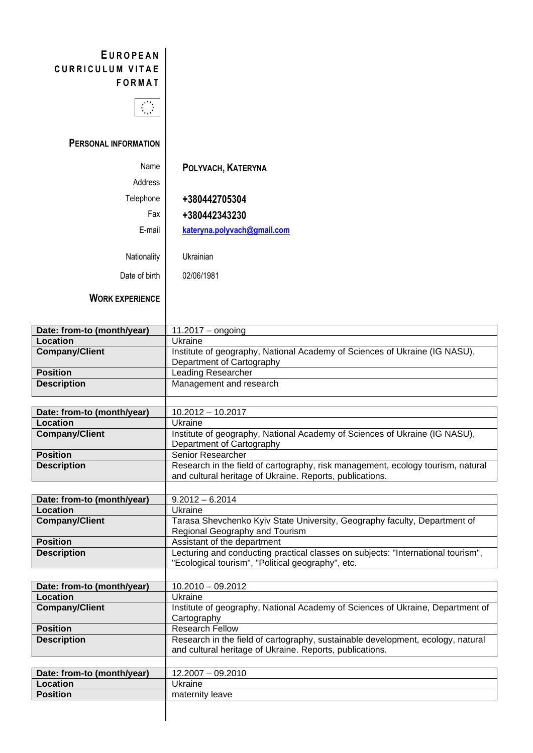# EUROPEAN CURRICULUM VITAE FORMAT

## PERSONAL INFORMATION

| | |
|---|---|
| Name | **POLYVACH, KATERYNA** |
| Address | |
| Telephone | **+380442705304** |
| Fax | **+380442343230** |
| E-mail | **kateryna.polyvach@gmail.com** |
| Nationality | Ukrainian |
| Date of birth | 02/06/1981 |

## WORK EXPERIENCE

| | |
|---|---|
| **Date: from-to (month/year)** | 11.2017 – ongoing |
| **Location** | Ukraine |
| **Company/Client** | Institute of geography, National Academy of Sciences of Ukraine (IG NASU), Department of Cartography |
| **Position** | Leading Researcher |
| **Description** | Management and research |

| | |
|---|---|
| **Date: from-to (month/year)** | 10.2012 – 10.2017 |
| **Location** | Ukraine |
| **Company/Client** | Institute of geography, National Academy of Sciences of Ukraine (IG NASU), Department of Cartography |
| **Position** | Senior Researcher |
| **Description** | Research in the field of cartography, risk management, ecology tourism, natural and cultural heritage of Ukraine. Reports, publications. |

| | |
|---|---|
| **Date: from-to (month/year)** | 9.2012 – 6.2014 |
| **Location** | Ukraine |
| **Company/Client** | Tarasa Shevchenko Kyiv State University, Geography faculty, Department of Regional Geography and Tourism |
| **Position** | Assistant of the department |
| **Description** | Lecturing and conducting practical classes on subjects: "International tourism", "Ecological tourism", "Political geography", etc. |

| | |
|---|---|
| **Date: from-to (month/year)** | 10.2010 – 09.2012 |
| **Location** | Ukraine |
| **Company/Client** | Institute of geography, National Academy of Sciences of Ukraine, Department of Cartography |
| **Position** | Research Fellow |
| **Description** | Research in the field of cartography, sustainable development, ecology, natural and cultural heritage of Ukraine. Reports, publications. |

| | |
|---|---|
| **Date: from-to (month/year)** | 12.2007 – 09.2010 |
| **Location** | Ukraine |
| **Position** | maternity leave |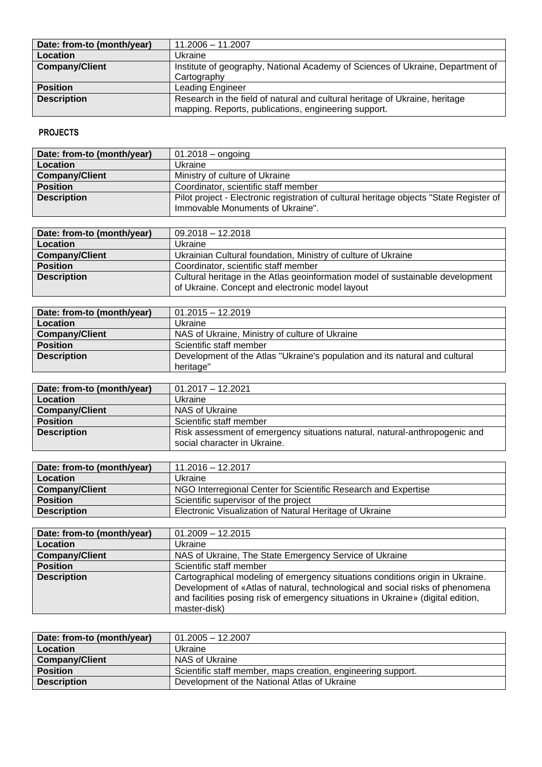| Date: from-to (month/year) | 11.2006 – 11.2007 |
| --- | --- |
| Location | Ukraine |
| Company/Client | Institute of geography, National Academy of Sciences of Ukraine, Department of Cartography |
| Position | Leading Engineer |
| Description | Research in the field of natural and cultural heritage of Ukraine, heritage mapping. Reports, publications, engineering support. |

## PROJECTS

| Date: from-to (month/year) | 01.2018 – ongoing |
| --- | --- |
| Location | Ukraine |
| Company/Client | Ministry of culture of Ukraine |
| Position | Coordinator, scientific staff member |
| Description | Pilot project - Electronic registration of cultural heritage objects "State Register of Immovable Monuments of Ukraine". |

| Date: from-to (month/year) | 09.2018 – 12.2018 |
| --- | --- |
| Location | Ukraine |
| Company/Client | Ukrainian Cultural foundation, Ministry of culture of Ukraine |
| Position | Coordinator, scientific staff member |
| Description | Cultural heritage in the Atlas geoinformation model of sustainable development of Ukraine. Concept and electronic model layout |

| Date: from-to (month/year) | 01.2015 – 12.2019 |
| --- | --- |
| Location | Ukraine |
| Company/Client | NAS of Ukraine, Ministry of culture of Ukraine |
| Position | Scientific staff member |
| Description | Development of the Atlas "Ukraine's population and its natural and cultural heritage" |

| Date: from-to (month/year) | 01.2017 – 12.2021 |
| --- | --- |
| Location | Ukraine |
| Company/Client | NAS of Ukraine |
| Position | Scientific staff member |
| Description | Risk assessment of emergency situations natural, natural-anthropogenic and social character in Ukraine. |

| Date: from-to (month/year) | 11.2016 – 12.2017 |
| --- | --- |
| Location | Ukraine |
| Company/Client | NGO Interregional Center for Scientific Research and Expertise |
| Position | Scientific supervisor of the project |
| Description | Electronic Visualization of Natural Heritage of Ukraine |

| Date: from-to (month/year) | 01.2009 – 12.2015 |
| --- | --- |
| Location | Ukraine |
| Company/Client | NAS of Ukraine, The State Emergency Service of Ukraine |
| Position | Scientific staff member |
| Description | Cartographical modeling of emergency situations conditions origin in Ukraine. Development of «Atlas of natural, technological and social risks of phenomena and facilities posing risk of emergency situations in Ukraine» (digital edition, master-disk) |

| Date: from-to (month/year) | 01.2005 – 12.2007 |
| --- | --- |
| Location | Ukraine |
| Company/Client | NAS of Ukraine |
| Position | Scientific staff member, maps creation, engineering support. |
| Description | Development of the National Atlas of Ukraine |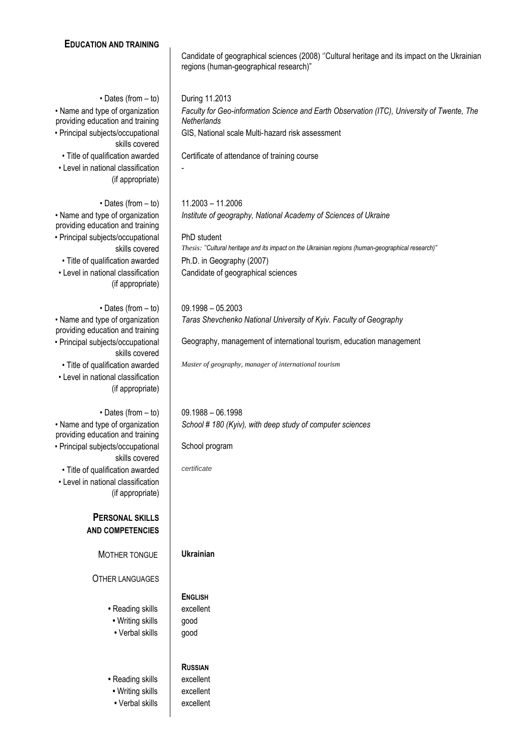## EDUCATION AND TRAINING

Candidate of geographical sciences (2008) ''Cultural heritage and its impact on the Ukrainian regions (human-geographical research)"

| | |
|---|---|
| • Dates (from – to) | During 11.2013 |
| • Name and type of organization providing education and training | *Faculty for Geo-information Science and Earth Observation (ITC), University of Twente, The Netherlands* |
| • Principal subjects/occupational skills covered | GIS, National scale Multi-hazard risk assessment |
| • Title of qualification awarded | Certificate of attendance of training course |
| • Level in national classification (if appropriate) | - |

| | |
|---|---|
| • Dates (from – to) | 11.2003 – 11.2006 |
| • Name and type of organization providing education and training | *Institute of geography, National Academy of Sciences of Ukraine* |
| • Principal subjects/occupational skills covered | PhD student<br>*Thesis: "Cultural heritage and its impact on the Ukrainian regions (human-geographical research)"* |
| • Title of qualification awarded | Ph.D. in Geography (2007) |
| • Level in national classification (if appropriate) | Candidate of geographical sciences |

| | |
|---|---|
| • Dates (from – to) | 09.1998 – 05.2003 |
| • Name and type of organization providing education and training | *Taras Shevchenko National University of Kyiv. Faculty of Geography* |
| • Principal subjects/occupational skills covered | Geography, management of international tourism, education management |
| • Title of qualification awarded | *Master of geography, manager of international tourism* |
| • Level in national classification (if appropriate) | |

| | |
|---|---|
| • Dates (from – to) | 09.1988 – 06.1998 |
| • Name and type of organization providing education and training | *School # 180 (Kyiv), with deep study of computer sciences* |
| • Principal subjects/occupational skills covered | School program |
| • Title of qualification awarded | *certificate* |
| • Level in national classification (if appropriate) | |

## PERSONAL SKILLS AND COMPETENCIES

MOTHER TONGUE: **Ukrainian**

OTHER LANGUAGES

**ENGLISH**

| | |
|---|---|
| • Reading skills | excellent |
| • Writing skills | good |
| • Verbal skills | good |

**RUSSIAN**

| | |
|---|---|
| • Reading skills | excellent |
| • Writing skills | excellent |
| • Verbal skills | excellent |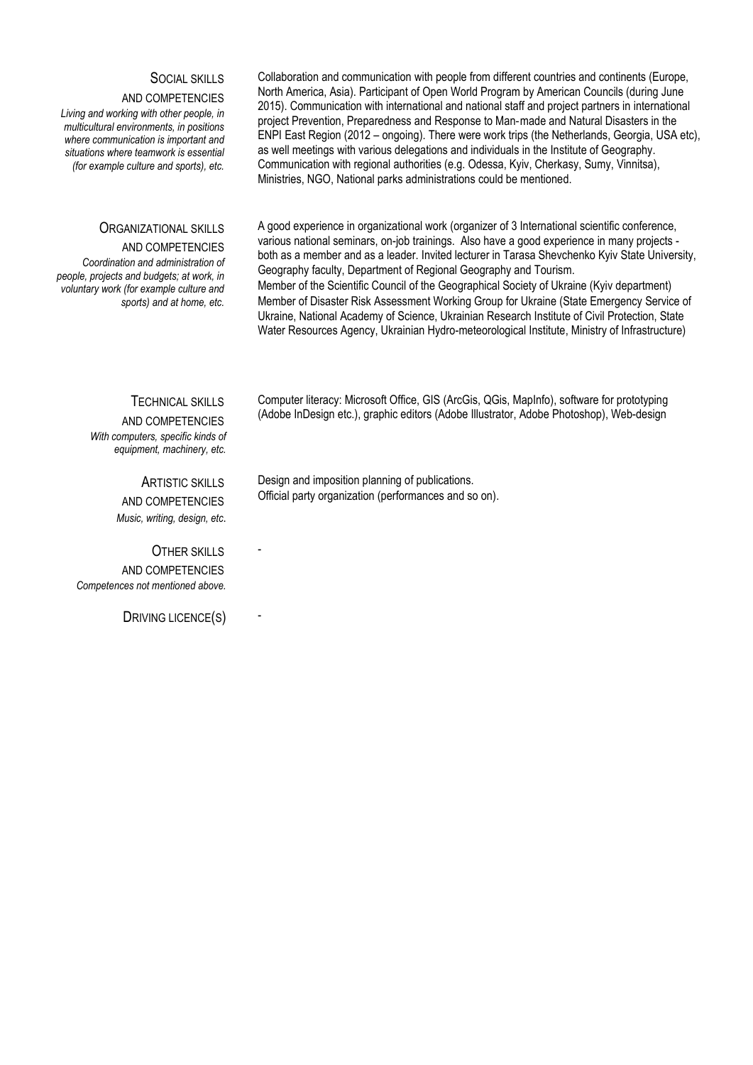### Social skills and competencies

*Living and working with other people, in multicultural environments, in positions where communication is important and situations where teamwork is essential (for example culture and sports), etc.*

Collaboration and communication with people from different countries and continents (Europe, North America, Asia). Participant of Open World Program by American Councils (during June 2015). Communication with international and national staff and project partners in international project Prevention, Preparedness and Response to Man-made and Natural Disasters in the ENPI East Region (2012 – ongoing). There were work trips (the Netherlands, Georgia, USA etc), as well meetings with various delegations and individuals in the Institute of Geography. Communication with regional authorities (e.g. Odessa, Kyiv, Cherkasy, Sumy, Vinnitsa), Ministries, NGO, National parks administrations could be mentioned.

### Organizational skills and competencies

*Coordination and administration of people, projects and budgets; at work, in voluntary work (for example culture and sports) and at home, etc.*

A good experience in organizational work (organizer of 3 International scientific conference, various national seminars, on-job trainings. Also have a good experience in many projects - both as a member and as a leader. Invited lecturer in Tarasa Shevchenko Kyiv State University, Geography faculty, Department of Regional Geography and Tourism.

Member of the Scientific Council of the Geographical Society of Ukraine (Kyiv department)

Member of Disaster Risk Assessment Working Group for Ukraine (State Emergency Service of Ukraine, National Academy of Science, Ukrainian Research Institute of Civil Protection, State Water Resources Agency, Ukrainian Hydro-meteorological Institute, Ministry of Infrastructure)

### Technical skills and competencies

*With computers, specific kinds of equipment, machinery, etc.*

Computer literacy: Microsoft Office, GIS (ArcGis, QGis, MapInfo), software for prototyping (Adobe InDesign etc.), graphic editors (Adobe Illustrator, Adobe Photoshop), Web-design

### Artistic skills and competencies

*Music, writing, design, etc.*

Design and imposition planning of publications.

Official party organization (performances and so on).

### Other skills and competencies

*Competences not mentioned above.*

-

### Driving licence(s)

-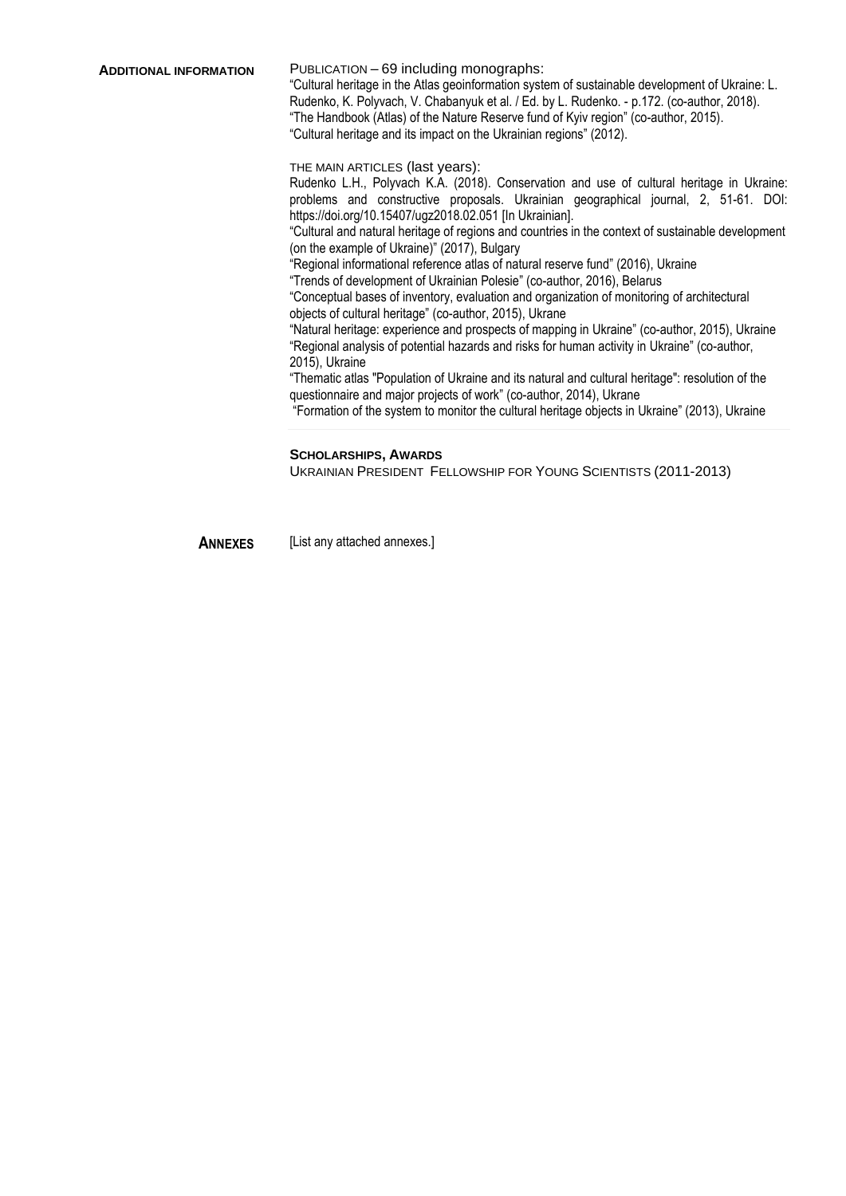**ADDITIONAL INFORMATION**

PUBLICATION – 69 including monographs:
"Cultural heritage in the Atlas geoinformation system of sustainable development of Ukraine: L. Rudenko, K. Polyvach, V. Chabanyuk et al. / Ed. by L. Rudenko. - p.172. (co-author, 2018).
"The Handbook (Atlas) of the Nature Reserve fund of Kyiv region" (co-author, 2015).
"Cultural heritage and its impact on the Ukrainian regions" (2012).

THE MAIN ARTICLES (last years):
Rudenko L.H., Polyvach K.A. (2018). Conservation and use of cultural heritage in Ukraine: problems and constructive proposals. Ukrainian geographical journal, 2, 51-61. DOI: https://doi.org/10.15407/ugz2018.02.051 [In Ukrainian].
"Cultural and natural heritage of regions and countries in the context of sustainable development (on the example of Ukraine)" (2017), Bulgary
"Regional informational reference atlas of natural reserve fund" (2016), Ukraine
"Trends of development of Ukrainian Polesie" (co-author, 2016), Belarus
"Conceptual bases of inventory, evaluation and organization of monitoring of architectural objects of cultural heritage" (co-author, 2015), Ukrane
"Natural heritage: experience and prospects of mapping in Ukraine" (co-author, 2015), Ukraine
"Regional analysis of potential hazards and risks for human activity in Ukraine" (co-author, 2015), Ukraine
"Thematic atlas "Population of Ukraine and its natural and cultural heritage": resolution of the questionnaire and major projects of work" (co-author, 2014), Ukrane
"Formation of the system to monitor the cultural heritage objects in Ukraine" (2013), Ukraine

**SCHOLARSHIPS, AWARDS**

UKRAINIAN PRESIDENT FELLOWSHIP FOR YOUNG SCIENTISTS (2011-2013)

**ANNEXES**

[List any attached annexes.]